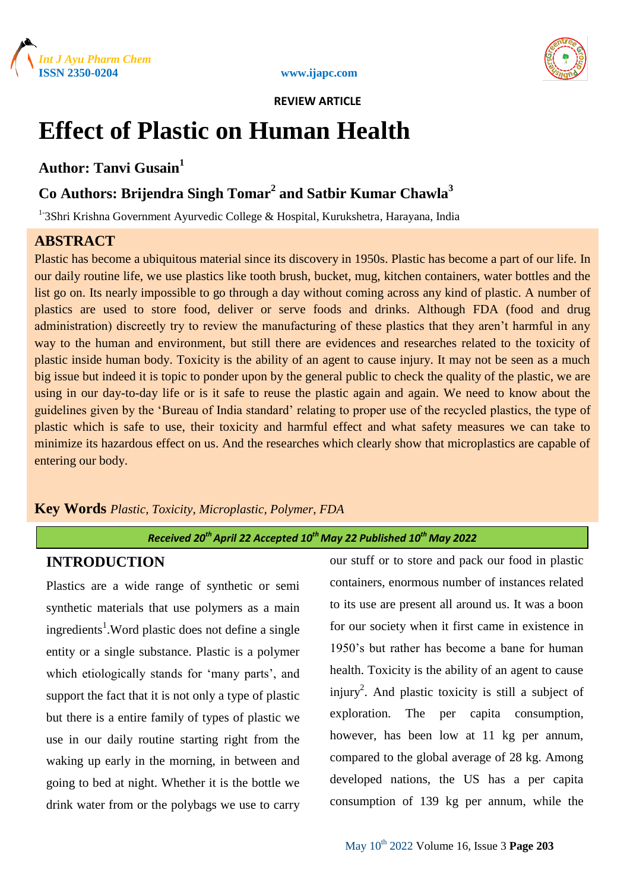REVIEW ARTICLE

# Effect of Plastic on Human Health

## Author: Tanvi Gusain[1]

## Co Authors: Brijendra Singh Tomar[2] and Satbir Kumar Chawla[3]

[1-3]Shri Krishna Government Ayurvedic College & Hospital, Kurukshetra, Harayana, India

## ABSTRACT

Plastic has become a ubiquitous material since its discovery in 1950s. Plastic has become a part of our life. In our daily routine life, we use plastics like tooth brush, bucket, mug, kitchen containers, water bottles and the list go on. Its nearly impossible to go through a day without coming across any kind of plastic. A number of plastics are used to store food, deliver or serve foods and drinks. Although FDA (food and drug administration) discreetly try to review the manufacturing of these plastics that they aren't harmful in any way to the human and environment, but still there are evidences and researches related to the toxicity of plastic inside human body. Toxicity is the ability of an agent to cause injury. It may not be seen as a much big issue but indeed it is topic to ponder upon by the general public to check the quality of the plastic, we are using in our day-to-day life or is it safe to reuse the plastic again and again. We need to know about the guidelines given by the 'Bureau of India standard' relating to proper use of the recycled plastics, the type of plastic which is safe to use, their toxicity and harmful effect and what safety measures we can take to minimize its hazardous effect on us. And the researches which clearly show that microplastics are capable of entering our body.

**Key Words** *Plastic, Toxicity, Microplastic, Polymer, FDA*

*Received 20th April 22 Accepted 10th May 22 Published 10th May 2022*

## INTRODUCTION

Plastics are a wide range of synthetic or semi synthetic materials that use polymers as a main ingredients[1].Word plastic does not define a single entity or a single substance. Plastic is a polymer which etiologically stands for 'many parts', and support the fact that it is not only a type of plastic but there is a entire family of types of plastic we use in our daily routine starting right from the waking up early in the morning, in between and going to bed at night. Whether it is the bottle we drink water from or the polybags we use to carry our stuff or to store and pack our food in plastic containers, enormous number of instances related to its use are present all around us. It was a boon for our society when it first came in existence in 1950's but rather has become a bane for human health. Toxicity is the ability of an agent to cause injury[2]. And plastic toxicity is still a subject of exploration. The per capita consumption, however, has been low at 11 kg per annum, compared to the global average of 28 kg. Among developed nations, the US has a per capita consumption of 139 kg per annum, while the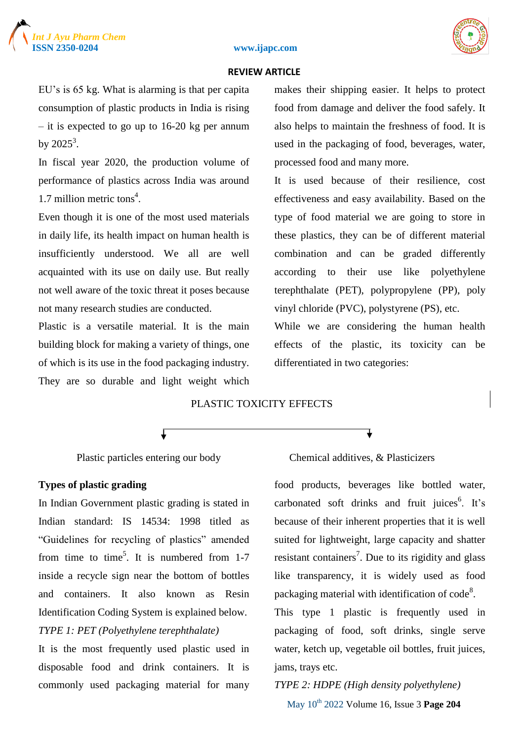EU's is 65 kg. What is alarming is that per capita consumption of plastic products in India is rising – it is expected to go up to 16-20 kg per annum by 2025[3].

In fiscal year 2020, the production volume of performance of plastics across India was around 1.7 million metric tons[4].

Even though it is one of the most used materials in daily life, its health impact on human health is insufficiently understood. We all are well acquainted with its use on daily use. But really not well aware of the toxic threat it poses because not many research studies are conducted.

Plastic is a versatile material. It is the main building block for making a variety of things, one of which is its use in the food packaging industry. They are so durable and light weight which makes their shipping easier. It helps to protect food from damage and deliver the food safely. It also helps to maintain the freshness of food. It is used in the packaging of food, beverages, water, processed food and many more.

It is used because of their resilience, cost effectiveness and easy availability. Based on the type of food material we are going to store in these plastics, they can be of different material combination and can be graded differently according to their use like polyethylene terephthalate (PET), polypropylene (PP), poly vinyl chloride (PVC), polystyrene (PS), etc.

While we are considering the human health effects of the plastic, its toxicity can be differentiated in two categories:

PLASTIC TOXICITY EFFECTS

- Plastic particles entering our body
- Chemical additives, & Plasticizers

**Types of plastic grading**

In Indian Government plastic grading is stated in Indian standard: IS 14534: 1998 titled as "Guidelines for recycling of plastics" amended from time to time[5]. It is numbered from 1-7 inside a recycle sign near the bottom of bottles and containers. It also known as Resin Identification Coding System is explained below.

*TYPE 1: PET (Polyethylene terephthalate)*

It is the most frequently used plastic used in disposable food and drink containers. It is commonly used packaging material for many food products, beverages like bottled water, carbonated soft drinks and fruit juices[6]. It's because of their inherent properties that it is well suited for lightweight, large capacity and shatter resistant containers[7]. Due to its rigidity and glass like transparency, it is widely used as food packaging material with identification of code[8].

This type 1 plastic is frequently used in packaging of food, soft drinks, single serve water, ketch up, vegetable oil bottles, fruit juices, jams, trays etc.

*TYPE 2: HDPE (High density polyethylene)*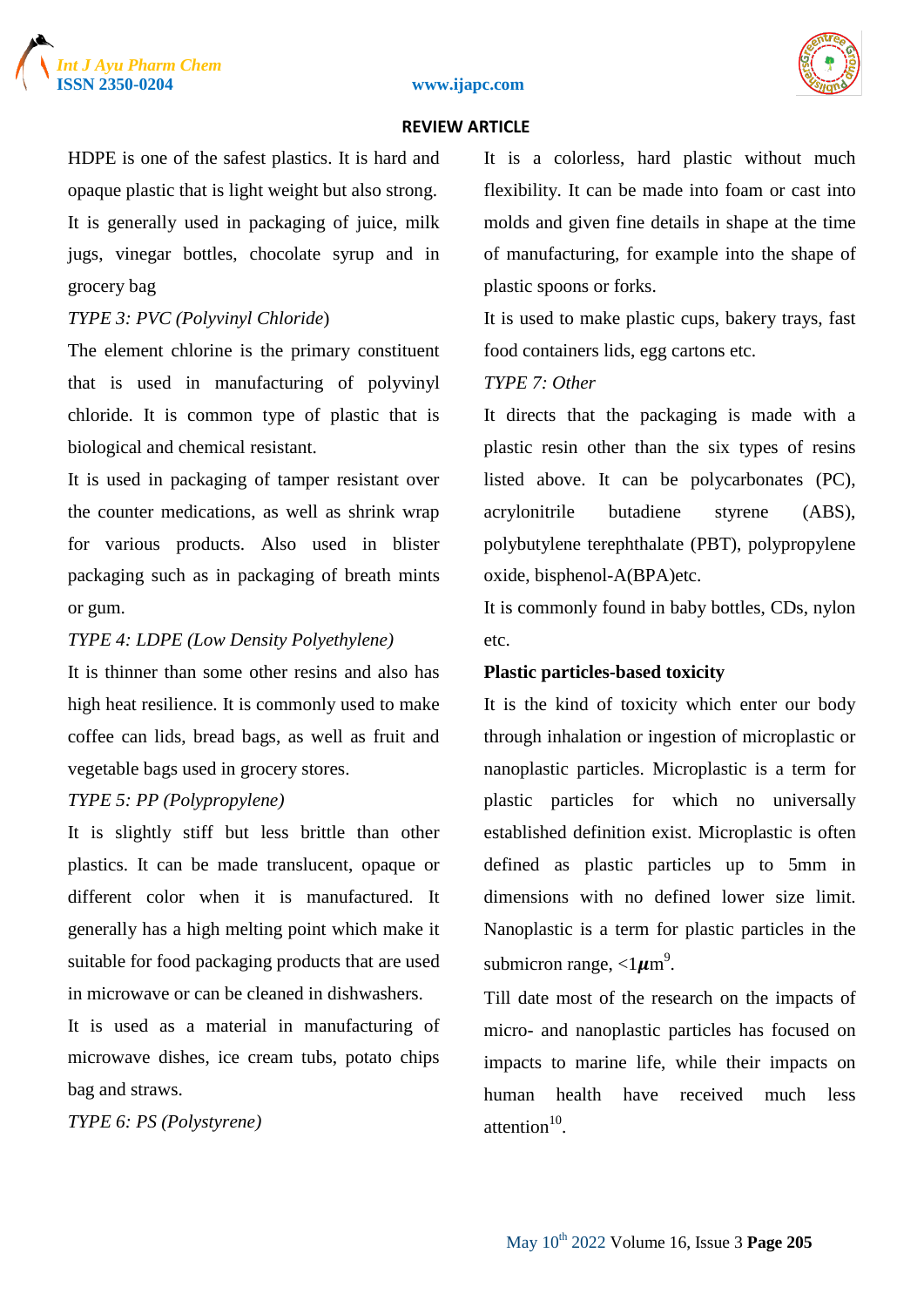HDPE is one of the safest plastics. It is hard and opaque plastic that is light weight but also strong. It is generally used in packaging of juice, milk jugs, vinegar bottles, chocolate syrup and in grocery bag

*TYPE 3: PVC (Polyvinyl Chloride)*

The element chlorine is the primary constituent that is used in manufacturing of polyvinyl chloride. It is common type of plastic that is biological and chemical resistant.

It is used in packaging of tamper resistant over the counter medications, as well as shrink wrap for various products. Also used in blister packaging such as in packaging of breath mints or gum.

*TYPE 4: LDPE (Low Density Polyethylene)*

It is thinner than some other resins and also has high heat resilience. It is commonly used to make coffee can lids, bread bags, as well as fruit and vegetable bags used in grocery stores.

*TYPE 5: PP (Polypropylene)*

It is slightly stiff but less brittle than other plastics. It can be made translucent, opaque or different color when it is manufactured. It generally has a high melting point which make it suitable for food packaging products that are used in microwave or can be cleaned in dishwashers.

It is used as a material in manufacturing of microwave dishes, ice cream tubs, potato chips bag and straws.

*TYPE 6: PS (Polystyrene)*

It is a colorless, hard plastic without much flexibility. It can be made into foam or cast into molds and given fine details in shape at the time of manufacturing, for example into the shape of plastic spoons or forks.

It is used to make plastic cups, bakery trays, fast food containers lids, egg cartons etc.

*TYPE 7: Other*

It directs that the packaging is made with a plastic resin other than the six types of resins listed above. It can be polycarbonates (PC), acrylonitrile butadiene styrene (ABS), polybutylene terephthalate (PBT), polypropylene oxide, bisphenol-A(BPA)etc.

It is commonly found in baby bottles, CDs, nylon etc.

**Plastic particles-based toxicity**

It is the kind of toxicity which enter our body through inhalation or ingestion of microplastic or nanoplastic particles. Microplastic is a term for plastic particles for which no universally established definition exist. Microplastic is often defined as plastic particles up to 5mm in dimensions with no defined lower size limit. Nanoplastic is a term for plastic particles in the submicron range, <1$\mu$m[9].

Till date most of the research on the impacts of micro- and nanoplastic particles has focused on impacts to marine life, while their impacts on human health have received much less attention[10].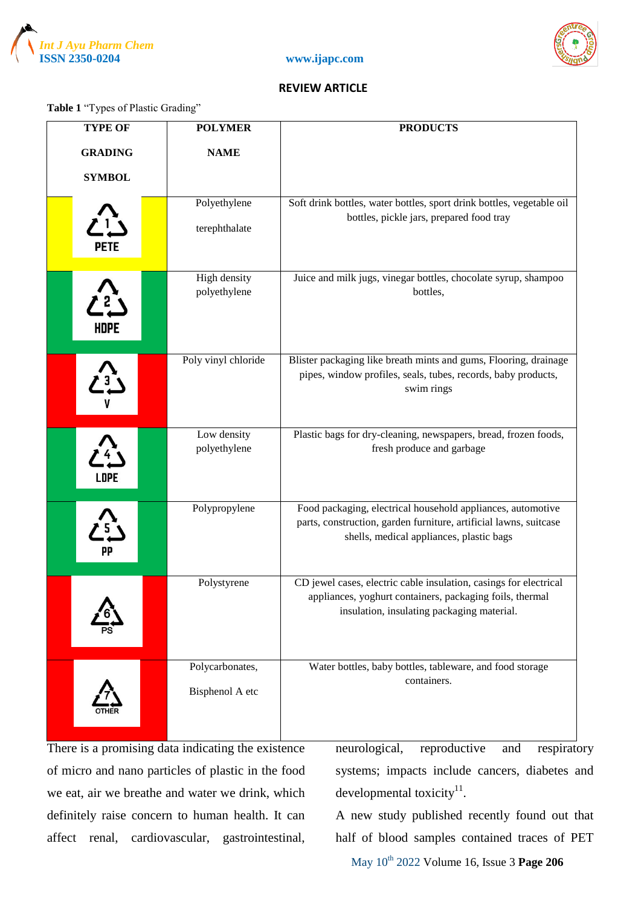**REVIEW ARTICLE**

**Table 1** "Types of Plastic Grading"

| TYPE OF GRADING SYMBOL | POLYMER NAME | PRODUCTS |
|---|---|---|
| 1 PETE | Polyethylene terephthalate | Soft drink bottles, water bottles, sport drink bottles, vegetable oil bottles, pickle jars, prepared food tray |
| 2 HDPE | High density polyethylene | Juice and milk jugs, vinegar bottles, chocolate syrup, shampoo bottles, |
| 3 V | Poly vinyl chloride | Blister packaging like breath mints and gums, Flooring, drainage pipes, window profiles, seals, tubes, records, baby products, swim rings |
| 4 LDPE | Low density polyethylene | Plastic bags for dry-cleaning, newspapers, bread, frozen foods, fresh produce and garbage |
| 5 PP | Polypropylene | Food packaging, electrical household appliances, automotive parts, construction, garden furniture, artificial lawns, suitcase shells, medical appliances, plastic bags |
| 6 PS | Polystyrene | CD jewel cases, electric cable insulation, casings for electrical appliances, yoghurt containers, packaging foils, thermal insulation, insulating packaging material. |
| 7 OTHER | Polycarbonates, Bisphenol A etc | Water bottles, baby bottles, tableware, and food storage containers. |

There is a promising data indicating the existence of micro and nano particles of plastic in the food we eat, air we breathe and water we drink, which definitely raise concern to human health. It can affect renal, cardiovascular, gastrointestinal, neurological, reproductive and respiratory systems; impacts include cancers, diabetes and developmental toxicity[11].

A new study published recently found out that half of blood samples contained traces of PET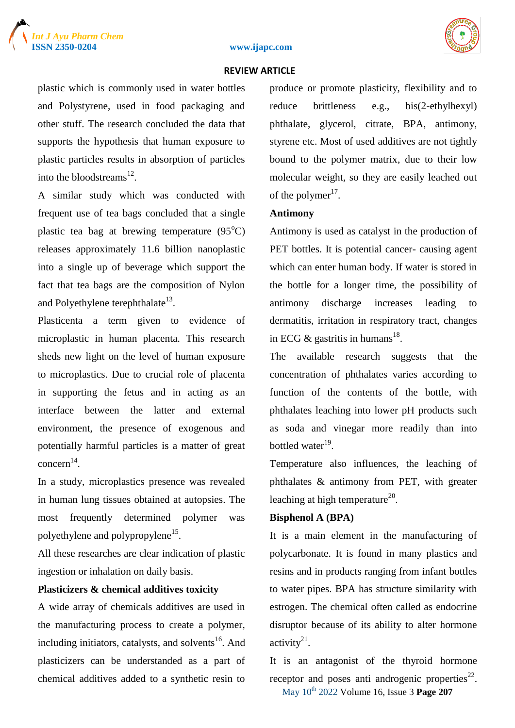plastic which is commonly used in water bottles and Polystyrene, used in food packaging and other stuff. The research concluded the data that supports the hypothesis that human exposure to plastic particles results in absorption of particles into the bloodstreams[12].

A similar study which was conducted with frequent use of tea bags concluded that a single plastic tea bag at brewing temperature (95°C) releases approximately 11.6 billion nanoplastic into a single up of beverage which support the fact that tea bags are the composition of Nylon and Polyethylene terephthalate[13].

Plasticenta a term given to evidence of microplastic in human placenta. This research sheds new light on the level of human exposure to microplastics. Due to crucial role of placenta in supporting the fetus and in acting as an interface between the latter and external environment, the presence of exogenous and potentially harmful particles is a matter of great concern[14].

In a study, microplastics presence was revealed in human lung tissues obtained at autopsies. The most frequently determined polymer was polyethylene and polypropylene[15].

All these researches are clear indication of plastic ingestion or inhalation on daily basis.

**Plasticizers & chemical additives toxicity**

A wide array of chemicals additives are used in the manufacturing process to create a polymer, including initiators, catalysts, and solvents[16]. And plasticizers can be understanded as a part of chemical additives added to a synthetic resin to produce or promote plasticity, flexibility and to reduce brittleness e.g., bis(2-ethylhexyl) phthalate, glycerol, citrate, BPA, antimony, styrene etc. Most of used additives are not tightly bound to the polymer matrix, due to their low molecular weight, so they are easily leached out of the polymer[17].

**Antimony**

Antimony is used as catalyst in the production of PET bottles. It is potential cancer- causing agent which can enter human body. If water is stored in the bottle for a longer time, the possibility of antimony discharge increases leading to dermatitis, irritation in respiratory tract, changes in ECG & gastritis in humans[18].

The available research suggests that the concentration of phthalates varies according to function of the contents of the bottle, with phthalates leaching into lower pH products such as soda and vinegar more readily than into bottled water[19].

Temperature also influences, the leaching of phthalates & antimony from PET, with greater leaching at high temperature[20].

**Bisphenol A (BPA)**

It is a main element in the manufacturing of polycarbonate. It is found in many plastics and resins and in products ranging from infant bottles to water pipes. BPA has structure similarity with estrogen. The chemical often called as endocrine disruptor because of its ability to alter hormone activity[21].

It is an antagonist of the thyroid hormone receptor and poses anti androgenic properties[22].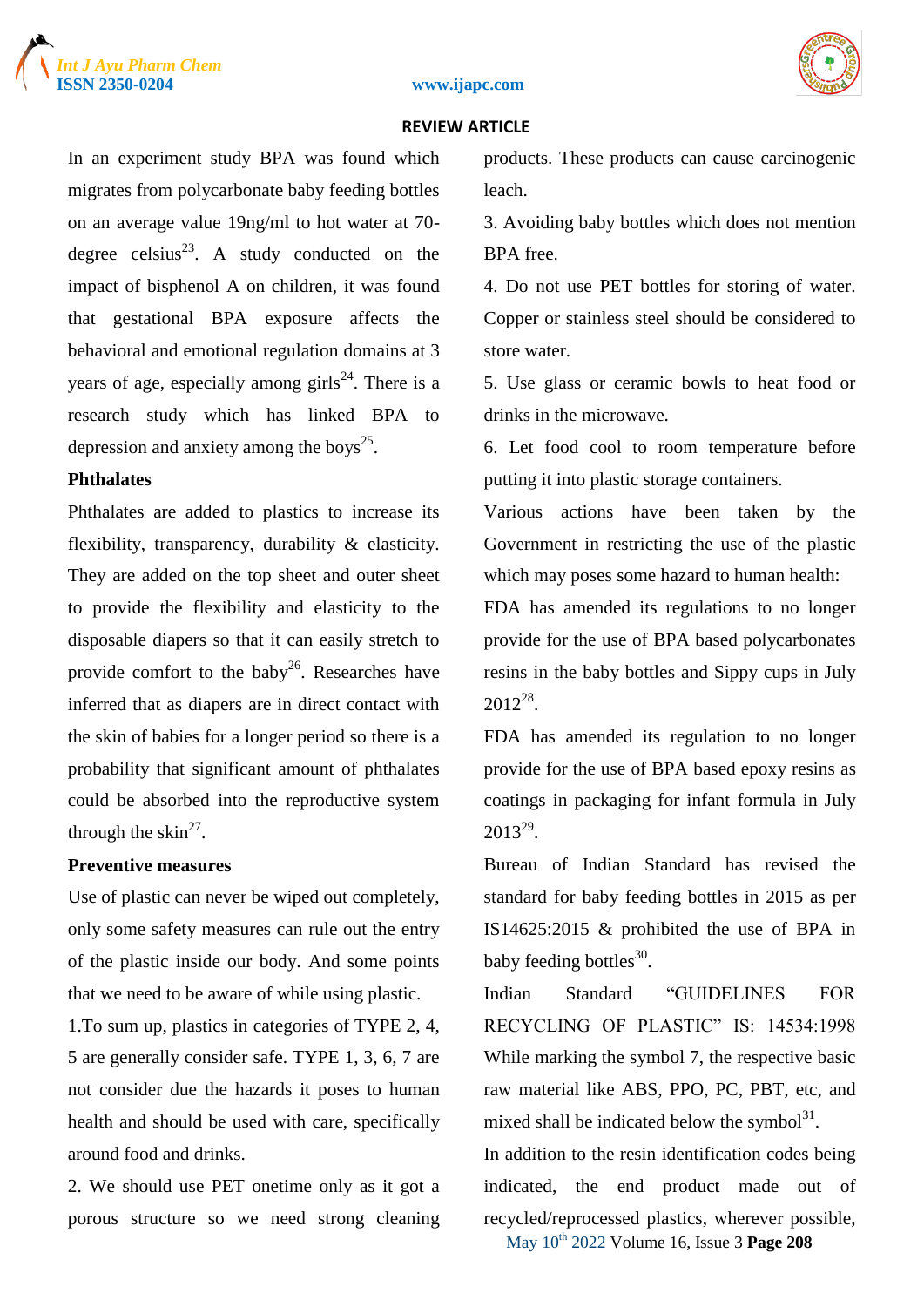In an experiment study BPA was found which migrates from polycarbonate baby feeding bottles on an average value 19ng/ml to hot water at 70-degree celsius[23]. A study conducted on the impact of bisphenol A on children, it was found that gestational BPA exposure affects the behavioral and emotional regulation domains at 3 years of age, especially among girls[24]. There is a research study which has linked BPA to depression and anxiety among the boys[25].

**Phthalates**

Phthalates are added to plastics to increase its flexibility, transparency, durability & elasticity. They are added on the top sheet and outer sheet to provide the flexibility and elasticity to the disposable diapers so that it can easily stretch to provide comfort to the baby[26]. Researches have inferred that as diapers are in direct contact with the skin of babies for a longer period so there is a probability that significant amount of phthalates could be absorbed into the reproductive system through the skin[27].

**Preventive measures**

Use of plastic can never be wiped out completely, only some safety measures can rule out the entry of the plastic inside our body. And some points that we need to be aware of while using plastic.

1.To sum up, plastics in categories of TYPE 2, 4, 5 are generally consider safe. TYPE 1, 3, 6, 7 are not consider due the hazards it poses to human health and should be used with care, specifically around food and drinks.

2. We should use PET onetime only as it got a porous structure so we need strong cleaning products. These products can cause carcinogenic leach.

3. Avoiding baby bottles which does not mention BPA free.

4. Do not use PET bottles for storing of water. Copper or stainless steel should be considered to store water.

5. Use glass or ceramic bowls to heat food or drinks in the microwave.

6. Let food cool to room temperature before putting it into plastic storage containers.

Various actions have been taken by the Government in restricting the use of the plastic which may poses some hazard to human health:

FDA has amended its regulations to no longer provide for the use of BPA based polycarbonates resins in the baby bottles and Sippy cups in July 2012[28].

FDA has amended its regulation to no longer provide for the use of BPA based epoxy resins as coatings in packaging for infant formula in July 2013[29].

Bureau of Indian Standard has revised the standard for baby feeding bottles in 2015 as per IS14625:2015 & prohibited the use of BPA in baby feeding bottles[30].

Indian Standard "GUIDELINES FOR RECYCLING OF PLASTIC" IS: 14534:1998 While marking the symbol 7, the respective basic raw material like ABS, PPO, PC, PBT, etc, and mixed shall be indicated below the symbol[31].

In addition to the resin identification codes being indicated, the end product made out of recycled/reprocessed plastics, wherever possible,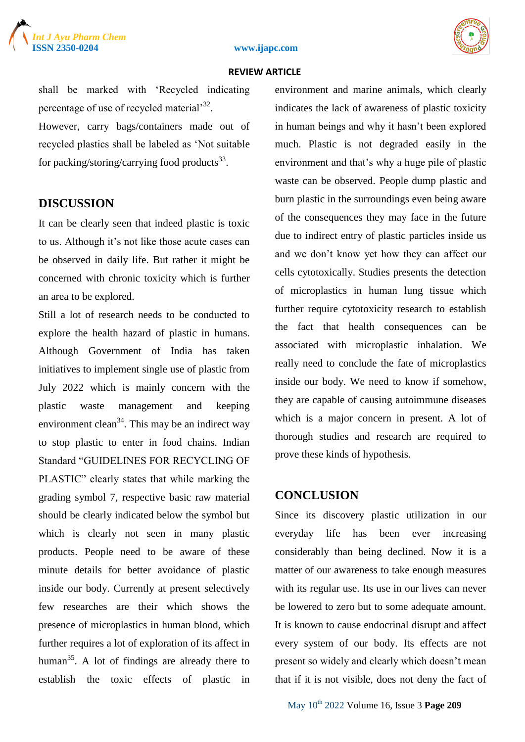shall be marked with 'Recycled indicating percentage of use of recycled material'[32].

However, carry bags/containers made out of recycled plastics shall be labeled as 'Not suitable for packing/storing/carrying food products[33].

## DISCUSSION

It can be clearly seen that indeed plastic is toxic to us. Although it's not like those acute cases can be observed in daily life. But rather it might be concerned with chronic toxicity which is further an area to be explored.

Still a lot of research needs to be conducted to explore the health hazard of plastic in humans. Although Government of India has taken initiatives to implement single use of plastic from July 2022 which is mainly concern with the plastic waste management and keeping environment clean[34]. This may be an indirect way to stop plastic to enter in food chains. Indian Standard "GUIDELINES FOR RECYCLING OF PLASTIC" clearly states that while marking the grading symbol 7, respective basic raw material should be clearly indicated below the symbol but which is clearly not seen in many plastic products. People need to be aware of these minute details for better avoidance of plastic inside our body. Currently at present selectively few researches are their which shows the presence of microplastics in human blood, which further requires a lot of exploration of its affect in human[35]. A lot of findings are already there to establish the toxic effects of plastic in environment and marine animals, which clearly indicates the lack of awareness of plastic toxicity in human beings and why it hasn't been explored much. Plastic is not degraded easily in the environment and that's why a huge pile of plastic waste can be observed. People dump plastic and burn plastic in the surroundings even being aware of the consequences they may face in the future due to indirect entry of plastic particles inside us and we don't know yet how they can affect our cells cytotoxically. Studies presents the detection of microplastics in human lung tissue which further require cytotoxicity research to establish the fact that health consequences can be associated with microplastic inhalation. We really need to conclude the fate of microplastics inside our body. We need to know if somehow, they are capable of causing autoimmune diseases which is a major concern in present. A lot of thorough studies and research are required to prove these kinds of hypothesis.

## CONCLUSION

Since its discovery plastic utilization in our everyday life has been ever increasing considerably than being declined. Now it is a matter of our awareness to take enough measures with its regular use. Its use in our lives can never be lowered to zero but to some adequate amount. It is known to cause endocrinal disrupt and affect every system of our body. Its effects are not present so widely and clearly which doesn't mean that if it is not visible, does not deny the fact of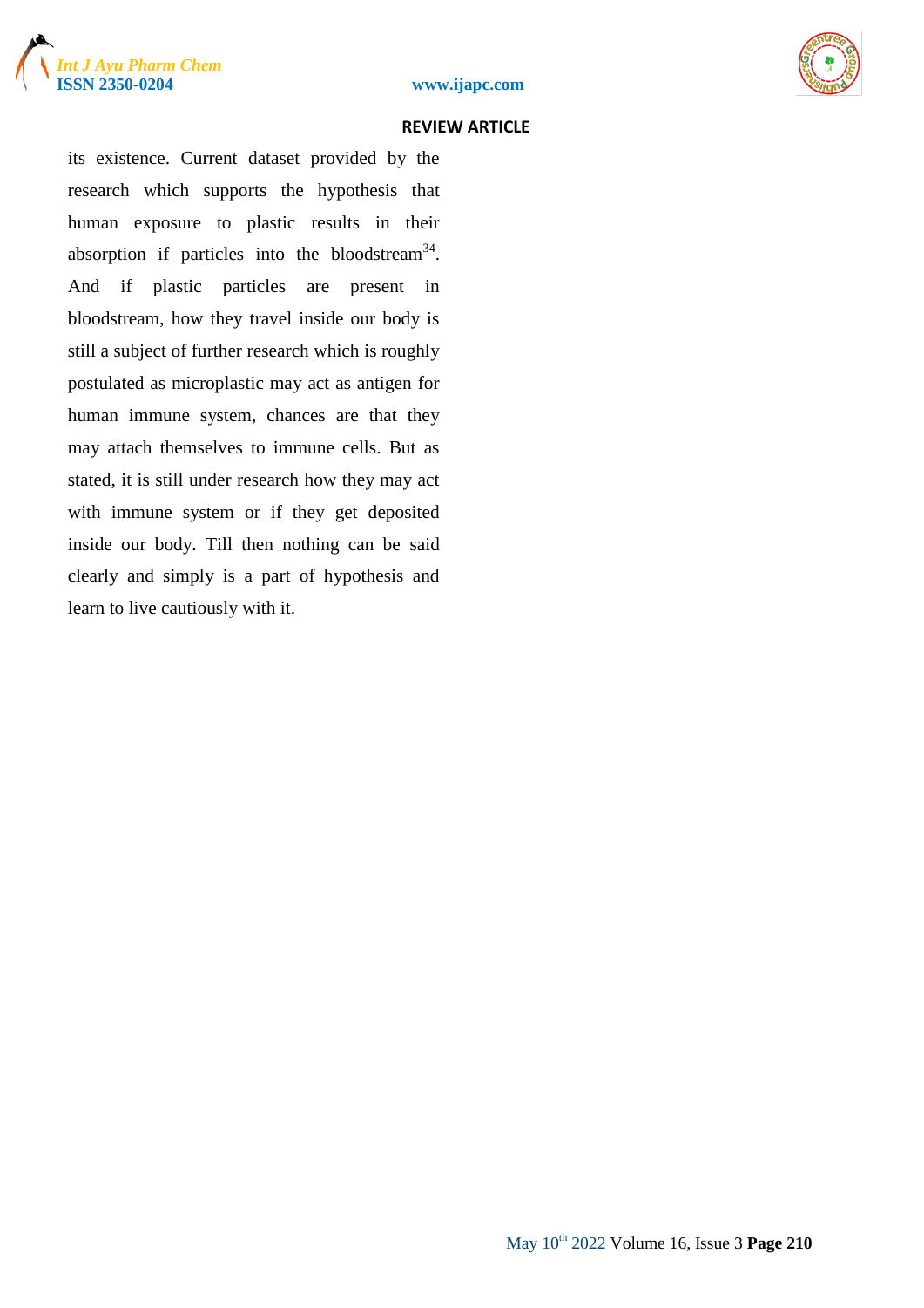its existence. Current dataset provided by the research which supports the hypothesis that human exposure to plastic results in their absorption if particles into the bloodstream[34]. And if plastic particles are present in bloodstream, how they travel inside our body is still a subject of further research which is roughly postulated as microplastic may act as antigen for human immune system, chances are that they may attach themselves to immune cells. But as stated, it is still under research how they may act with immune system or if they get deposited inside our body. Till then nothing can be said clearly and simply is a part of hypothesis and learn to live cautiously with it.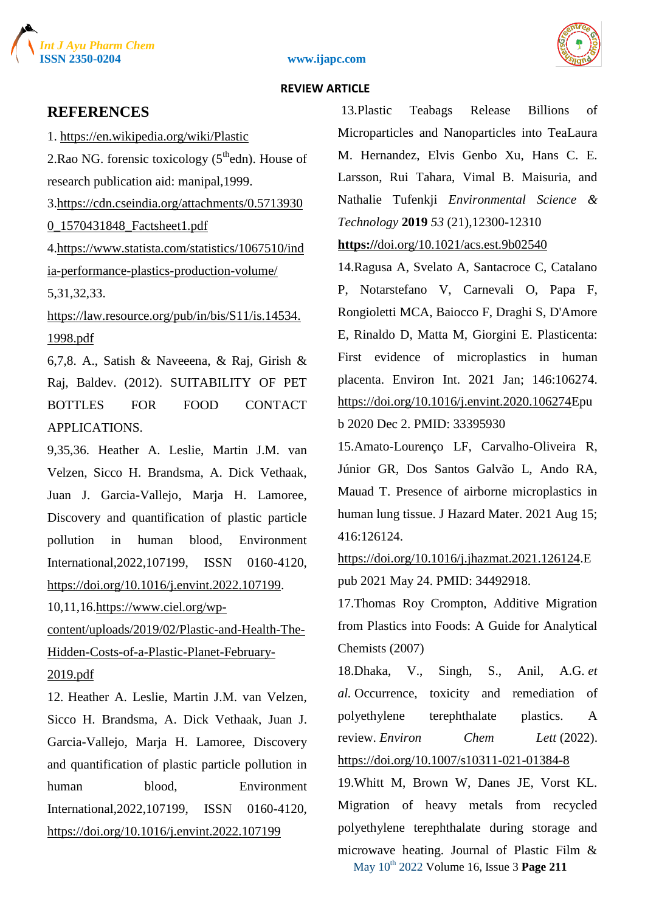## REFERENCES

1. https://en.wikipedia.org/wiki/Plastic

2.Rao NG. forensic toxicology (5thedn). House of research publication aid: manipal,1999.

3.https://cdn.cseindia.org/attachments/0.57139300_1570431848_Factsheet1.pdf

4.https://www.statista.com/statistics/1067510/india-performance-plastics-production-volume/

5,31,32,33. https://law.resource.org/pub/in/bis/S11/is.14534.1998.pdf

6,7,8. A., Satish & Naveeena, & Raj, Girish & Raj, Baldev. (2012). SUITABILITY OF PET BOTTLES FOR FOOD CONTACT APPLICATIONS.

9,35,36. Heather A. Leslie, Martin J.M. van Velzen, Sicco H. Brandsma, A. Dick Vethaak, Juan J. Garcia-Vallejo, Marja H. Lamoree, Discovery and quantification of plastic particle pollution in human blood, Environment International,2022,107199, ISSN 0160-4120, https://doi.org/10.1016/j.envint.2022.107199.

10,11,16.https://www.ciel.org/wp-content/uploads/2019/02/Plastic-and-Health-The-Hidden-Costs-of-a-Plastic-Planet-February-2019.pdf

12. Heather A. Leslie, Martin J.M. van Velzen, Sicco H. Brandsma, A. Dick Vethaak, Juan J. Garcia-Vallejo, Marja H. Lamoree, Discovery and quantification of plastic particle pollution in human blood, Environment International,2022,107199, ISSN 0160-4120, https://doi.org/10.1016/j.envint.2022.107199

13.Plastic Teabags Release Billions of Microparticles and Nanoparticles into TeaLaura M. Hernandez, Elvis Genbo Xu, Hans C. E. Larsson, Rui Tahara, Vimal B. Maisuria, and Nathalie Tufenkji *Environmental Science & Technology* **2019** *53* (21),12300-12310 **https://**doi.org/10.1021/acs.est.9b02540

14.Ragusa A, Svelato A, Santacroce C, Catalano P, Notarstefano V, Carnevali O, Papa F, Rongioletti MCA, Baiocco F, Draghi S, D'Amore E, Rinaldo D, Matta M, Giorgini E. Plasticenta: First evidence of microplastics in human placenta. Environ Int. 2021 Jan; 146:106274. https://doi.org/10.1016/j.envint.2020.106274Epub 2020 Dec 2. PMID: 33395930

15.Amato-Lourenço LF, Carvalho-Oliveira R, Júnior GR, Dos Santos Galvão L, Ando RA, Mauad T. Presence of airborne microplastics in human lung tissue. J Hazard Mater. 2021 Aug 15; 416:126124. https://doi.org/10.1016/j.jhazmat.2021.126124.Epub 2021 May 24. PMID: 34492918.

17.Thomas Roy Crompton, Additive Migration from Plastics into Foods: A Guide for Analytical Chemists (2007)

18.Dhaka, V., Singh, S., Anil, A.G. *et al.* Occurrence, toxicity and remediation of polyethylene terephthalate plastics. A review. *Environ Chem Lett* (2022). https://doi.org/10.1007/s10311-021-01384-8

19.Whitt M, Brown W, Danes JE, Vorst KL. Migration of heavy metals from recycled polyethylene terephthalate during storage and microwave heating. Journal of Plastic Film &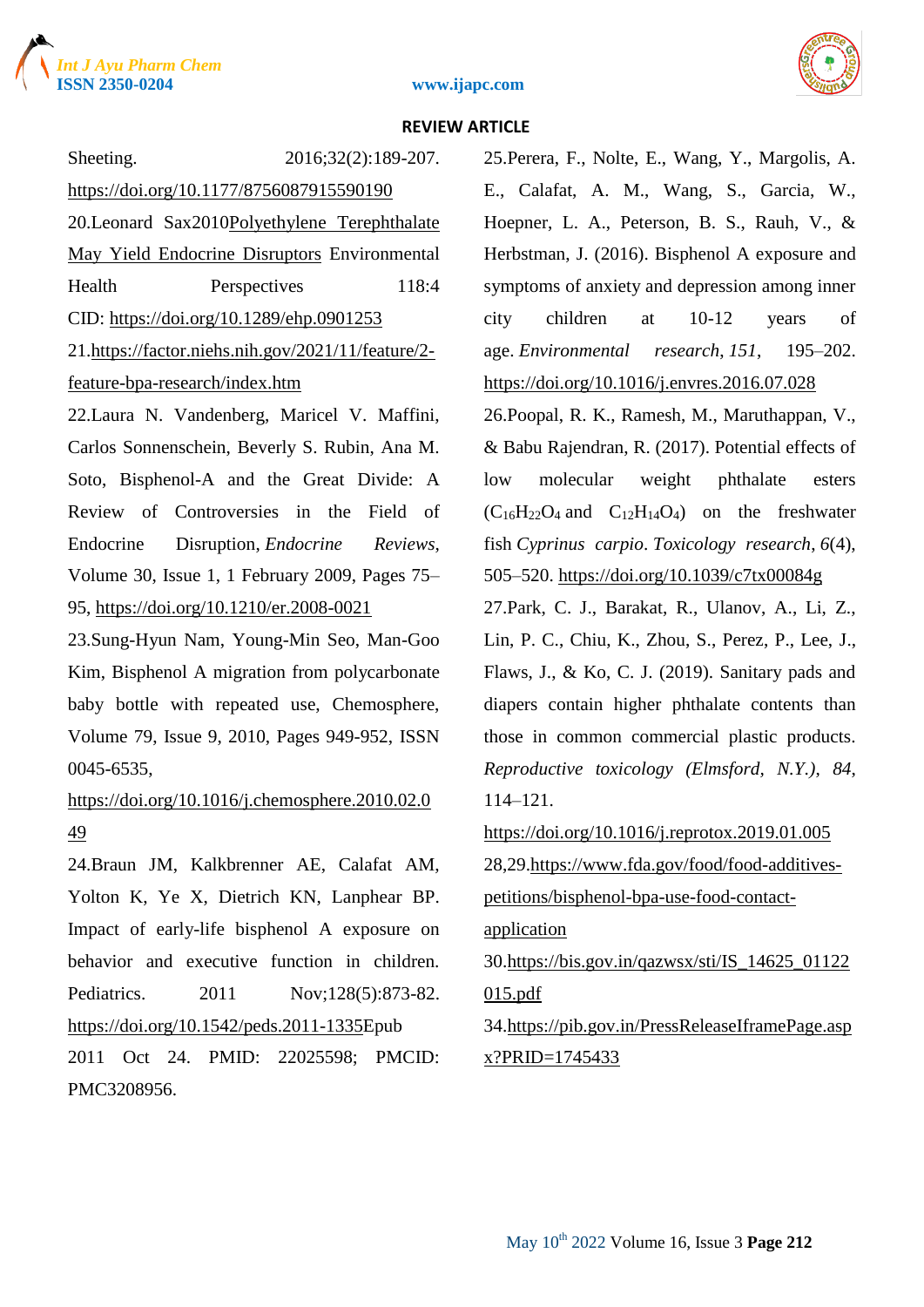Sheeting. 2016;32(2):189-207. https://doi.org/10.1177/8756087915590190

20.Leonard Sax2010Polyethylene Terephthalate May Yield Endocrine Disruptors Environmental Health Perspectives 118:4 CID: https://doi.org/10.1289/ehp.0901253

21.https://factor.niehs.nih.gov/2021/11/feature/2-feature-bpa-research/index.htm

22.Laura N. Vandenberg, Maricel V. Maffini, Carlos Sonnenschein, Beverly S. Rubin, Ana M. Soto, Bisphenol-A and the Great Divide: A Review of Controversies in the Field of Endocrine Disruption, *Endocrine Reviews*, Volume 30, Issue 1, 1 February 2009, Pages 75–95, https://doi.org/10.1210/er.2008-0021

23.Sung-Hyun Nam, Young-Min Seo, Man-Goo Kim, Bisphenol A migration from polycarbonate baby bottle with repeated use, Chemosphere, Volume 79, Issue 9, 2010, Pages 949-952, ISSN 0045-6535, https://doi.org/10.1016/j.chemosphere.2010.02.049

24.Braun JM, Kalkbrenner AE, Calafat AM, Yolton K, Ye X, Dietrich KN, Lanphear BP. Impact of early-life bisphenol A exposure on behavior and executive function in children. Pediatrics. 2011 Nov;128(5):873-82. https://doi.org/10.1542/peds.2011-1335Epub 2011 Oct 24. PMID: 22025598; PMCID: PMC3208956.

25.Perera, F., Nolte, E., Wang, Y., Margolis, A. E., Calafat, A. M., Wang, S., Garcia, W., Hoepner, L. A., Peterson, B. S., Rauh, V., & Herbstman, J. (2016). Bisphenol A exposure and symptoms of anxiety and depression among inner city children at 10-12 years of age. *Environmental research*, *151*, 195–202. https://doi.org/10.1016/j.envres.2016.07.028

26.Poopal, R. K., Ramesh, M., Maruthappan, V., & Babu Rajendran, R. (2017). Potential effects of low molecular weight phthalate esters ($C_{16}H_{22}O_4$ and $C_{12}H_{14}O_4$) on the freshwater fish *Cyprinus carpio*. *Toxicology research*, *6*(4), 505–520. https://doi.org/10.1039/c7tx00084g

27.Park, C. J., Barakat, R., Ulanov, A., Li, Z., Lin, P. C., Chiu, K., Zhou, S., Perez, P., Lee, J., Flaws, J., & Ko, C. J. (2019). Sanitary pads and diapers contain higher phthalate contents than those in common commercial plastic products. *Reproductive toxicology (Elmsford, N.Y.)*, *84*, 114–121. https://doi.org/10.1016/j.reprotox.2019.01.005

28,29.https://www.fda.gov/food/food-additives-petitions/bisphenol-bpa-use-food-contact-application

30.https://bis.gov.in/qazwsx/sti/IS_14625_01122015.pdf

34.https://pib.gov.in/PressReleaseIframePage.aspx?PRID=1745433